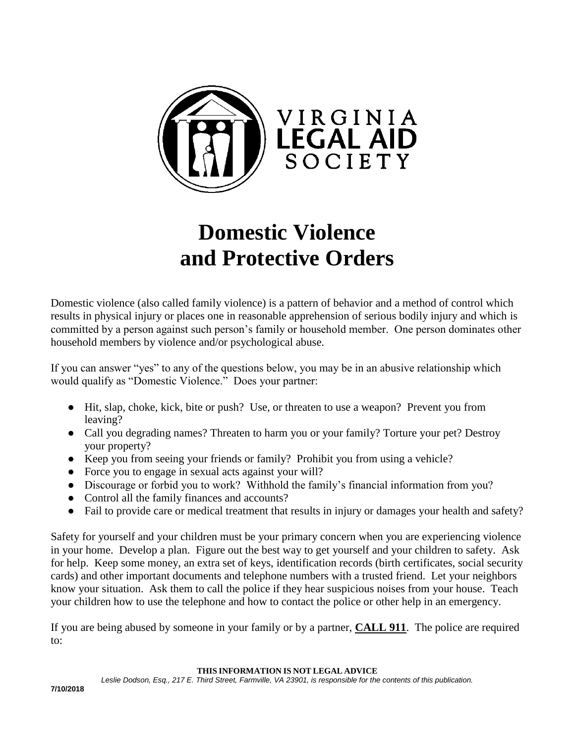VIRGINIA
LEGAL AID
SOCIETY

# Domestic Violence and Protective Orders

Domestic violence (also called family violence) is a pattern of behavior and a method of control which results in physical injury or places one in reasonable apprehension of serious bodily injury and which is committed by a person against such person's family or household member. One person dominates other household members by violence and/or psychological abuse.

If you can answer "yes" to any of the questions below, you may be in an abusive relationship which would qualify as "Domestic Violence." Does your partner:

- Hit, slap, choke, kick, bite or push? Use, or threaten to use a weapon? Prevent you from leaving?
- Call you degrading names? Threaten to harm you or your family? Torture your pet? Destroy your property?
- Keep you from seeing your friends or family? Prohibit you from using a vehicle?
- Force you to engage in sexual acts against your will?
- Discourage or forbid you to work? Withhold the family's financial information from you?
- Control all the family finances and accounts?
- Fail to provide care or medical treatment that results in injury or damages your health and safety?

Safety for yourself and your children must be your primary concern when you are experiencing violence in your home. Develop a plan. Figure out the best way to get yourself and your children to safety. Ask for help. Keep some money, an extra set of keys, identification records (birth certificates, social security cards) and other important documents and telephone numbers with a trusted friend. Let your neighbors know your situation. Ask them to call the police if they hear suspicious noises from your house. Teach your children how to use the telephone and how to contact the police or other help in an emergency.

If you are being abused by someone in your family or by a partner, **CALL 911**. The police are required to:

**THIS INFORMATION IS NOT LEGAL ADVICE**

*Leslie Dodson, Esq., 217 E. Third Street, Farmville, VA 23901, is responsible for the contents of this publication.*

**7/10/2018**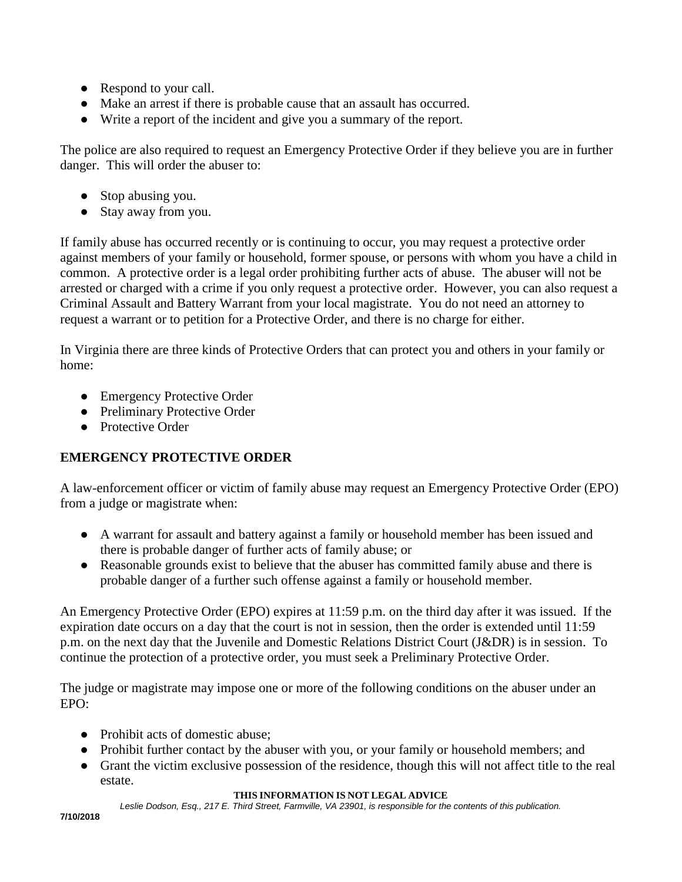- Respond to your call.
- Make an arrest if there is probable cause that an assault has occurred.
- Write a report of the incident and give you a summary of the report.

The police are also required to request an Emergency Protective Order if they believe you are in further danger. This will order the abuser to:

- Stop abusing you.
- Stay away from you.

If family abuse has occurred recently or is continuing to occur, you may request a protective order against members of your family or household, former spouse, or persons with whom you have a child in common. A protective order is a legal order prohibiting further acts of abuse. The abuser will not be arrested or charged with a crime if you only request a protective order. However, you can also request a Criminal Assault and Battery Warrant from your local magistrate. You do not need an attorney to request a warrant or to petition for a Protective Order, and there is no charge for either.

In Virginia there are three kinds of Protective Orders that can protect you and others in your family or home:

- Emergency Protective Order
- Preliminary Protective Order
- Protective Order

## EMERGENCY PROTECTIVE ORDER

A law-enforcement officer or victim of family abuse may request an Emergency Protective Order (EPO) from a judge or magistrate when:

- A warrant for assault and battery against a family or household member has been issued and there is probable danger of further acts of family abuse; or
- Reasonable grounds exist to believe that the abuser has committed family abuse and there is probable danger of a further such offense against a family or household member.

An Emergency Protective Order (EPO) expires at 11:59 p.m. on the third day after it was issued. If the expiration date occurs on a day that the court is not in session, then the order is extended until 11:59 p.m. on the next day that the Juvenile and Domestic Relations District Court (J&DR) is in session. To continue the protection of a protective order, you must seek a Preliminary Protective Order.

The judge or magistrate may impose one or more of the following conditions on the abuser under an EPO:

- Prohibit acts of domestic abuse;
- Prohibit further contact by the abuser with you, or your family or household members; and
- Grant the victim exclusive possession of the residence, though this will not affect title to the real estate.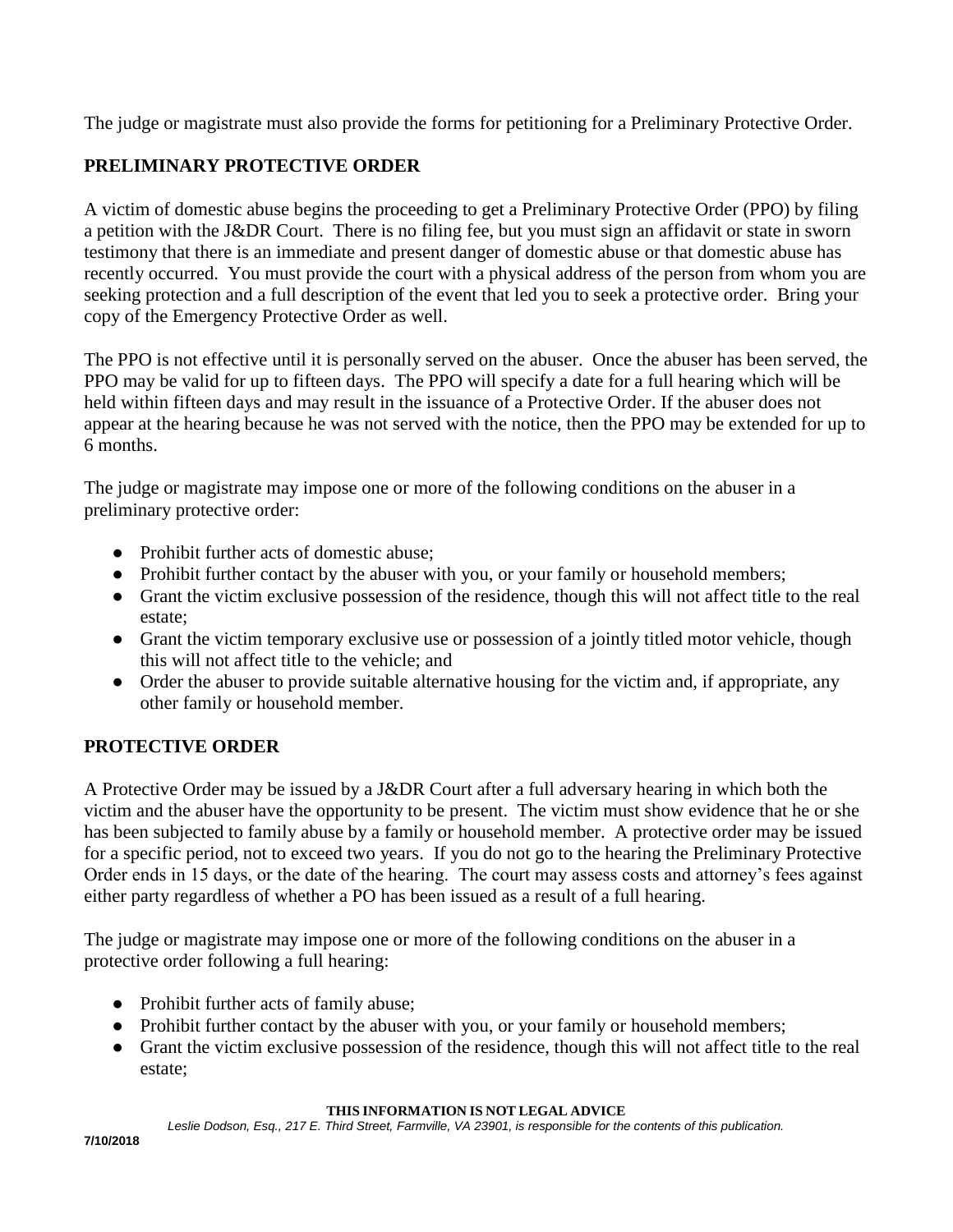The judge or magistrate must also provide the forms for petitioning for a Preliminary Protective Order.

## PRELIMINARY PROTECTIVE ORDER

A victim of domestic abuse begins the proceeding to get a Preliminary Protective Order (PPO) by filing a petition with the J&DR Court. There is no filing fee, but you must sign an affidavit or state in sworn testimony that there is an immediate and present danger of domestic abuse or that domestic abuse has recently occurred. You must provide the court with a physical address of the person from whom you are seeking protection and a full description of the event that led you to seek a protective order. Bring your copy of the Emergency Protective Order as well.

The PPO is not effective until it is personally served on the abuser. Once the abuser has been served, the PPO may be valid for up to fifteen days. The PPO will specify a date for a full hearing which will be held within fifteen days and may result in the issuance of a Protective Order. If the abuser does not appear at the hearing because he was not served with the notice, then the PPO may be extended for up to 6 months.

The judge or magistrate may impose one or more of the following conditions on the abuser in a preliminary protective order:

- Prohibit further acts of domestic abuse;
- Prohibit further contact by the abuser with you, or your family or household members;
- Grant the victim exclusive possession of the residence, though this will not affect title to the real estate;
- Grant the victim temporary exclusive use or possession of a jointly titled motor vehicle, though this will not affect title to the vehicle; and
- Order the abuser to provide suitable alternative housing for the victim and, if appropriate, any other family or household member.

## PROTECTIVE ORDER

A Protective Order may be issued by a J&DR Court after a full adversary hearing in which both the victim and the abuser have the opportunity to be present. The victim must show evidence that he or she has been subjected to family abuse by a family or household member. A protective order may be issued for a specific period, not to exceed two years. If you do not go to the hearing the Preliminary Protective Order ends in 15 days, or the date of the hearing. The court may assess costs and attorney's fees against either party regardless of whether a PO has been issued as a result of a full hearing.

The judge or magistrate may impose one or more of the following conditions on the abuser in a protective order following a full hearing:

- Prohibit further acts of family abuse;
- Prohibit further contact by the abuser with you, or your family or household members;
- Grant the victim exclusive possession of the residence, though this will not affect title to the real estate;

**THIS INFORMATION IS NOT LEGAL ADVICE**

*Leslie Dodson, Esq., 217 E. Third Street, Farmville, VA 23901, is responsible for the contents of this publication.*

**7/10/2018**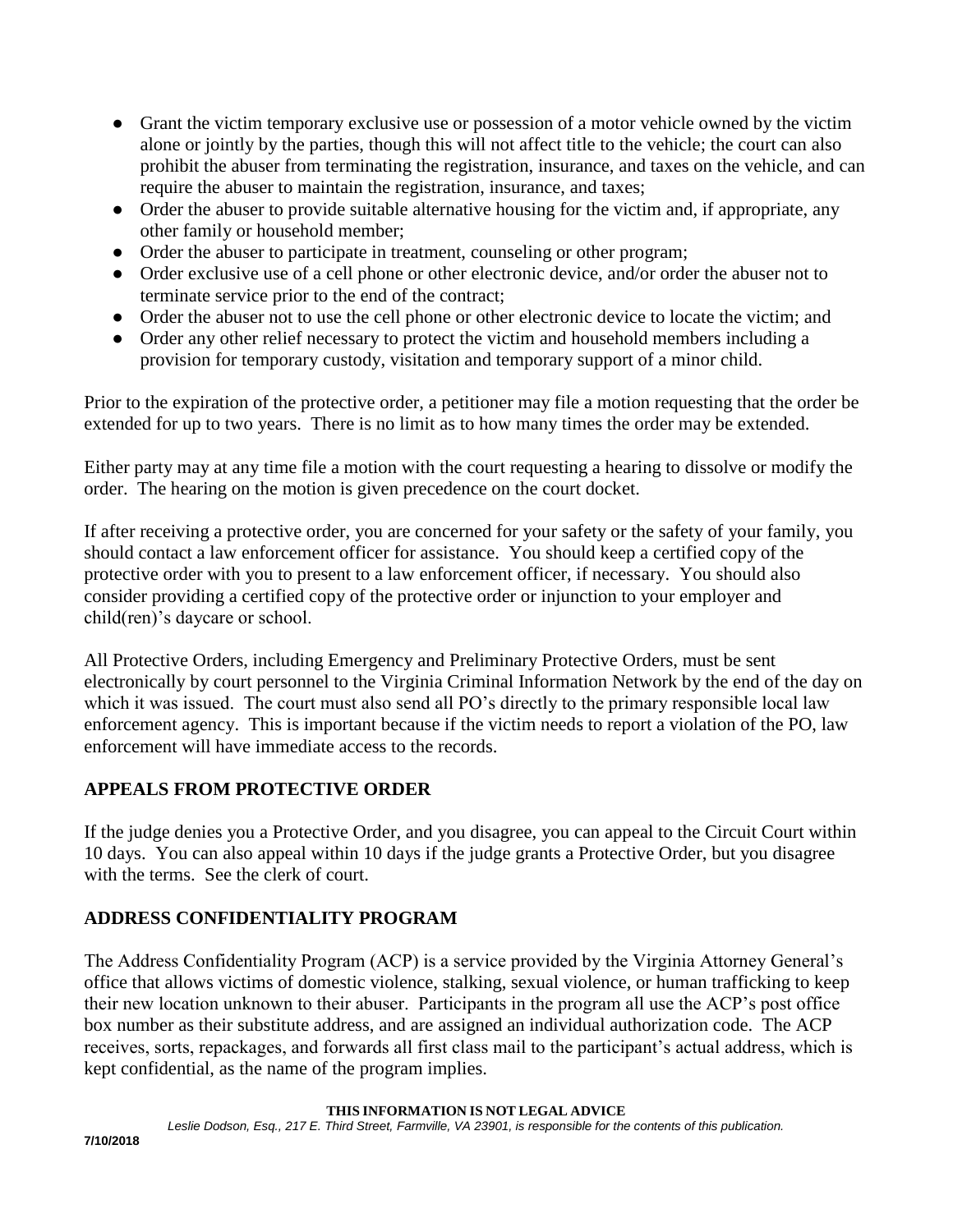- Grant the victim temporary exclusive use or possession of a motor vehicle owned by the victim alone or jointly by the parties, though this will not affect title to the vehicle; the court can also prohibit the abuser from terminating the registration, insurance, and taxes on the vehicle, and can require the abuser to maintain the registration, insurance, and taxes;
- Order the abuser to provide suitable alternative housing for the victim and, if appropriate, any other family or household member;
- Order the abuser to participate in treatment, counseling or other program;
- Order exclusive use of a cell phone or other electronic device, and/or order the abuser not to terminate service prior to the end of the contract;
- Order the abuser not to use the cell phone or other electronic device to locate the victim; and
- Order any other relief necessary to protect the victim and household members including a provision for temporary custody, visitation and temporary support of a minor child.

Prior to the expiration of the protective order, a petitioner may file a motion requesting that the order be extended for up to two years. There is no limit as to how many times the order may be extended.

Either party may at any time file a motion with the court requesting a hearing to dissolve or modify the order. The hearing on the motion is given precedence on the court docket.

If after receiving a protective order, you are concerned for your safety or the safety of your family, you should contact a law enforcement officer for assistance. You should keep a certified copy of the protective order with you to present to a law enforcement officer, if necessary. You should also consider providing a certified copy of the protective order or injunction to your employer and child(ren)'s daycare or school.

All Protective Orders, including Emergency and Preliminary Protective Orders, must be sent electronically by court personnel to the Virginia Criminal Information Network by the end of the day on which it was issued. The court must also send all PO's directly to the primary responsible local law enforcement agency. This is important because if the victim needs to report a violation of the PO, law enforcement will have immediate access to the records.

## APPEALS FROM PROTECTIVE ORDER

If the judge denies you a Protective Order, and you disagree, you can appeal to the Circuit Court within 10 days. You can also appeal within 10 days if the judge grants a Protective Order, but you disagree with the terms. See the clerk of court.

## ADDRESS CONFIDENTIALITY PROGRAM

The Address Confidentiality Program (ACP) is a service provided by the Virginia Attorney General's office that allows victims of domestic violence, stalking, sexual violence, or human trafficking to keep their new location unknown to their abuser. Participants in the program all use the ACP's post office box number as their substitute address, and are assigned an individual authorization code. The ACP receives, sorts, repackages, and forwards all first class mail to the participant's actual address, which is kept confidential, as the name of the program implies.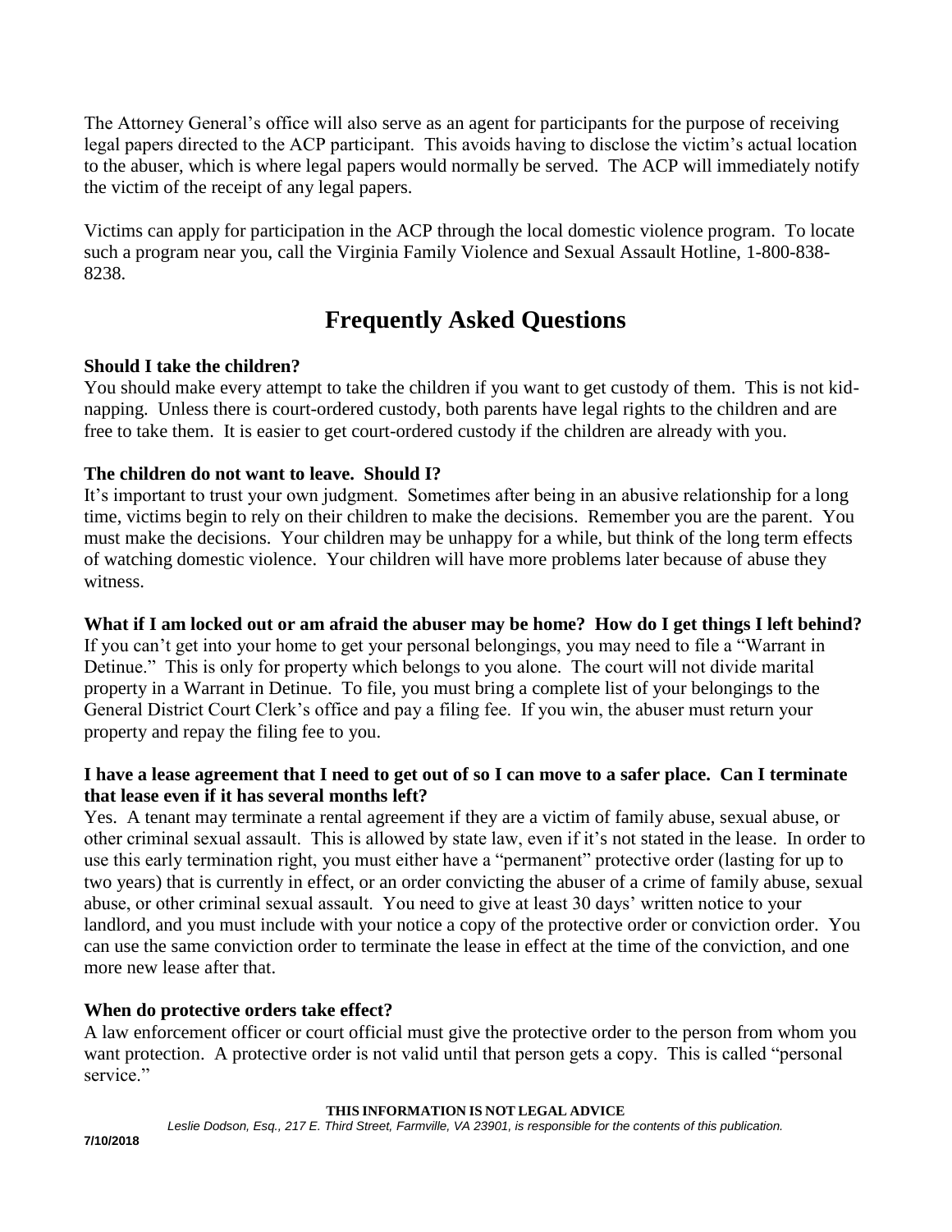The Attorney General's office will also serve as an agent for participants for the purpose of receiving legal papers directed to the ACP participant. This avoids having to disclose the victim's actual location to the abuser, which is where legal papers would normally be served. The ACP will immediately notify the victim of the receipt of any legal papers.

Victims can apply for participation in the ACP through the local domestic violence program. To locate such a program near you, call the Virginia Family Violence and Sexual Assault Hotline, 1-800-838-8238.

# Frequently Asked Questions

**Should I take the children?**
You should make every attempt to take the children if you want to get custody of them. This is not kid-napping. Unless there is court-ordered custody, both parents have legal rights to the children and are free to take them. It is easier to get court-ordered custody if the children are already with you.

**The children do not want to leave. Should I?**
It's important to trust your own judgment. Sometimes after being in an abusive relationship for a long time, victims begin to rely on their children to make the decisions. Remember you are the parent. You must make the decisions. Your children may be unhappy for a while, but think of the long term effects of watching domestic violence. Your children will have more problems later because of abuse they witness.

**What if I am locked out or am afraid the abuser may be home? How do I get things I left behind?**
If you can't get into your home to get your personal belongings, you may need to file a "Warrant in Detinue." This is only for property which belongs to you alone. The court will not divide marital property in a Warrant in Detinue. To file, you must bring a complete list of your belongings to the General District Court Clerk's office and pay a filing fee. If you win, the abuser must return your property and repay the filing fee to you.

**I have a lease agreement that I need to get out of so I can move to a safer place. Can I terminate that lease even if it has several months left?**
Yes. A tenant may terminate a rental agreement if they are a victim of family abuse, sexual abuse, or other criminal sexual assault. This is allowed by state law, even if it's not stated in the lease. In order to use this early termination right, you must either have a "permanent" protective order (lasting for up to two years) that is currently in effect, or an order convicting the abuser of a crime of family abuse, sexual abuse, or other criminal sexual assault. You need to give at least 30 days' written notice to your landlord, and you must include with your notice a copy of the protective order or conviction order. You can use the same conviction order to terminate the lease in effect at the time of the conviction, and one more new lease after that.

**When do protective orders take effect?**
A law enforcement officer or court official must give the protective order to the person from whom you want protection. A protective order is not valid until that person gets a copy. This is called "personal service."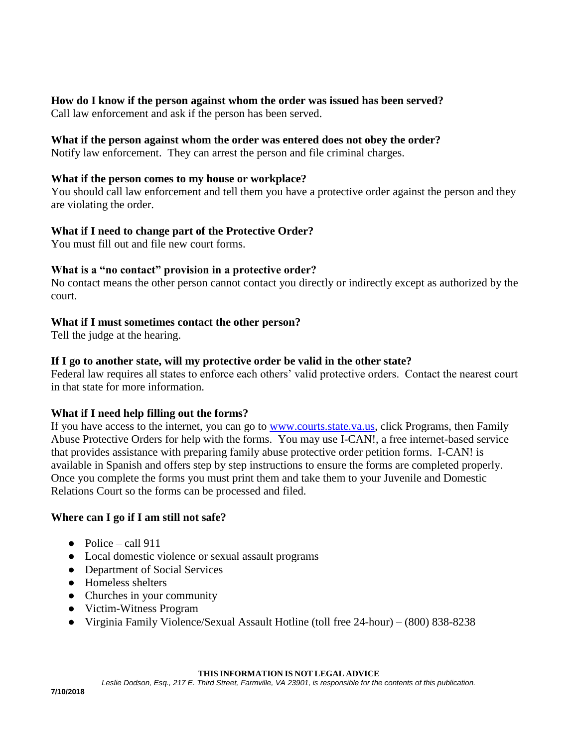**How do I know if the person against whom the order was issued has been served?**
Call law enforcement and ask if the person has been served.

**What if the person against whom the order was entered does not obey the order?**
Notify law enforcement. They can arrest the person and file criminal charges.

**What if the person comes to my house or workplace?**
You should call law enforcement and tell them you have a protective order against the person and they are violating the order.

**What if I need to change part of the Protective Order?**
You must fill out and file new court forms.

**What is a "no contact" provision in a protective order?**
No contact means the other person cannot contact you directly or indirectly except as authorized by the court.

**What if I must sometimes contact the other person?**
Tell the judge at the hearing.

**If I go to another state, will my protective order be valid in the other state?**
Federal law requires all states to enforce each others' valid protective orders. Contact the nearest court in that state for more information.

**What if I need help filling out the forms?**
If you have access to the internet, you can go to www.courts.state.va.us, click Programs, then Family Abuse Protective Orders for help with the forms. You may use I-CAN!, a free internet-based service that provides assistance with preparing family abuse protective order petition forms. I-CAN! is available in Spanish and offers step by step instructions to ensure the forms are completed properly. Once you complete the forms you must print them and take them to your Juvenile and Domestic Relations Court so the forms can be processed and filed.

**Where can I go if I am still not safe?**

- Police – call 911
- Local domestic violence or sexual assault programs
- Department of Social Services
- Homeless shelters
- Churches in your community
- Victim-Witness Program
- Virginia Family Violence/Sexual Assault Hotline (toll free 24-hour) – (800) 838-8238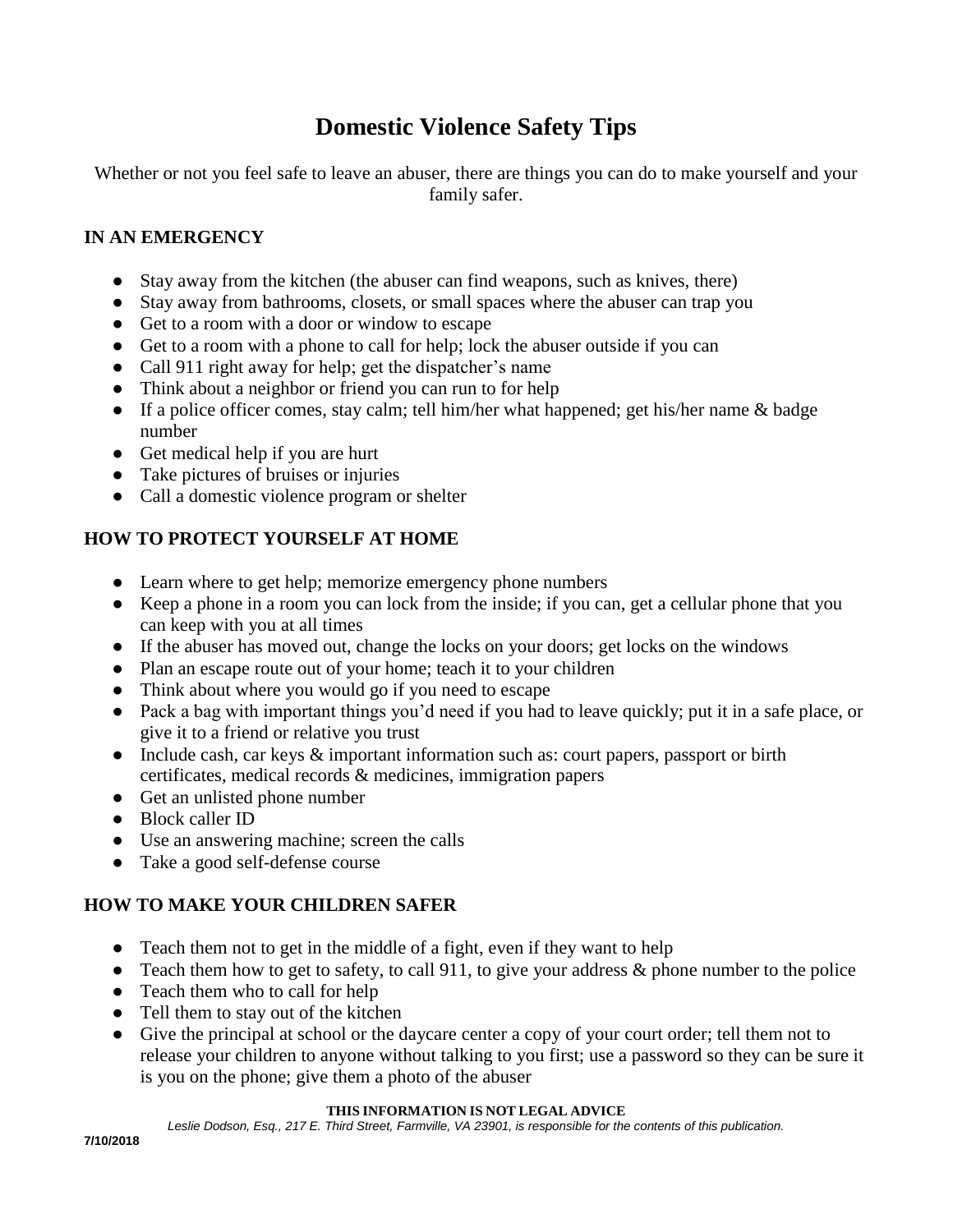# Domestic Violence Safety Tips

Whether or not you feel safe to leave an abuser, there are things you can do to make yourself and your family safer.

## IN AN EMERGENCY

- Stay away from the kitchen (the abuser can find weapons, such as knives, there)
- Stay away from bathrooms, closets, or small spaces where the abuser can trap you
- Get to a room with a door or window to escape
- Get to a room with a phone to call for help; lock the abuser outside if you can
- Call 911 right away for help; get the dispatcher's name
- Think about a neighbor or friend you can run to for help
- If a police officer comes, stay calm; tell him/her what happened; get his/her name & badge number
- Get medical help if you are hurt
- Take pictures of bruises or injuries
- Call a domestic violence program or shelter

## HOW TO PROTECT YOURSELF AT HOME

- Learn where to get help; memorize emergency phone numbers
- Keep a phone in a room you can lock from the inside; if you can, get a cellular phone that you can keep with you at all times
- If the abuser has moved out, change the locks on your doors; get locks on the windows
- Plan an escape route out of your home; teach it to your children
- Think about where you would go if you need to escape
- Pack a bag with important things you'd need if you had to leave quickly; put it in a safe place, or give it to a friend or relative you trust
- Include cash, car keys & important information such as: court papers, passport or birth certificates, medical records & medicines, immigration papers
- Get an unlisted phone number
- Block caller ID
- Use an answering machine; screen the calls
- Take a good self-defense course

## HOW TO MAKE YOUR CHILDREN SAFER

- Teach them not to get in the middle of a fight, even if they want to help
- Teach them how to get to safety, to call 911, to give your address & phone number to the police
- Teach them who to call for help
- Tell them to stay out of the kitchen
- Give the principal at school or the daycare center a copy of your court order; tell them not to release your children to anyone without talking to you first; use a password so they can be sure it is you on the phone; give them a photo of the abuser

**THIS INFORMATION IS NOT LEGAL ADVICE**

*Leslie Dodson, Esq., 217 E. Third Street, Farmville, VA 23901, is responsible for the contents of this publication.*

**7/10/2018**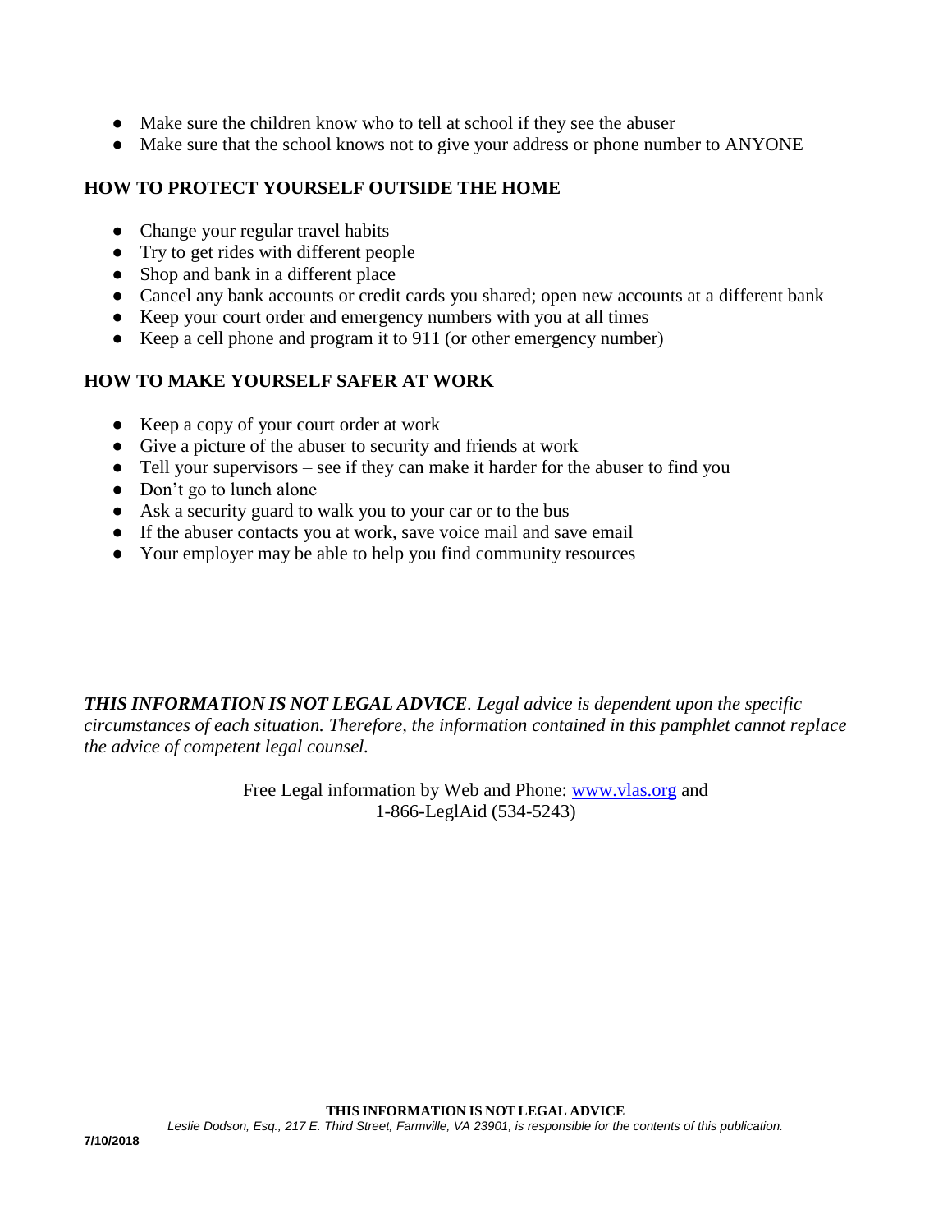- Make sure the children know who to tell at school if they see the abuser
- Make sure that the school knows not to give your address or phone number to ANYONE

## HOW TO PROTECT YOURSELF OUTSIDE THE HOME

- Change your regular travel habits
- Try to get rides with different people
- Shop and bank in a different place
- Cancel any bank accounts or credit cards you shared; open new accounts at a different bank
- Keep your court order and emergency numbers with you at all times
- Keep a cell phone and program it to 911 (or other emergency number)

## HOW TO MAKE YOURSELF SAFER AT WORK

- Keep a copy of your court order at work
- Give a picture of the abuser to security and friends at work
- Tell your supervisors – see if they can make it harder for the abuser to find you
- Don't go to lunch alone
- Ask a security guard to walk you to your car or to the bus
- If the abuser contacts you at work, save voice mail and save email
- Your employer may be able to help you find community resources

***THIS INFORMATION IS NOT LEGAL ADVICE****. Legal advice is dependent upon the specific circumstances of each situation. Therefore, the information contained in this pamphlet cannot replace the advice of competent legal counsel.*

Free Legal information by Web and Phone: [www.vlas.org](http://www.vlas.org) and
1-866-LeglAid (534-5243)

**THIS INFORMATION IS NOT LEGAL ADVICE**

*Leslie Dodson, Esq., 217 E. Third Street, Farmville, VA 23901, is responsible for the contents of this publication.*

**7/10/2018**